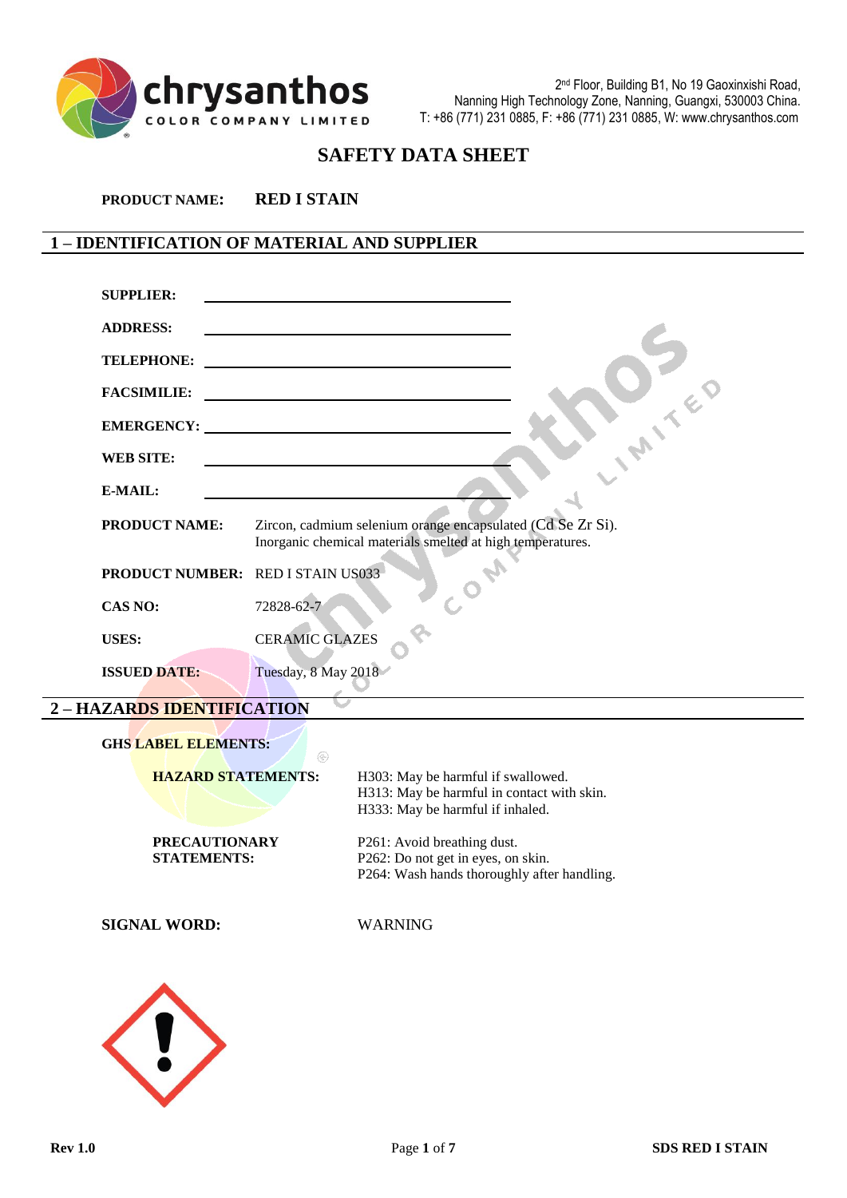chrysanthos COLOR COMPANY LIMITED

2[nd] Floor, Building B1, No 19 Gaoxinxishi Road, Nanning High Technology Zone, Nanning, Guangxi, 530003 China. T: +86 (771) 231 0885, F: +86 (771) 231 0885, W: www.chrysanthos.com

# SAFETY DATA SHEET

**PRODUCT NAME:** **RED I STAIN**

## 1 – IDENTIFICATION OF MATERIAL AND SUPPLIER

**SUPPLIER:** ______________________

**ADDRESS:** ______________________

**TELEPHONE:** ______________________

**FACSIMILIE:** ______________________

**EMERGENCY:** ______________________

**WEB SITE:** ______________________

**E-MAIL:** ______________________

**PRODUCT NAME:** Zircon, cadmium selenium orange encapsulated (Cd Se Zr Si). Inorganic chemical materials smelted at high temperatures.

**PRODUCT NUMBER:** RED I STAIN US033

**CAS NO:** 72828-62-7

**USES:** CERAMIC GLAZES

**ISSUED DATE:** Tuesday, 8 May 2018

## 2 – HAZARDS IDENTIFICATION

**GHS LABEL ELEMENTS:**

**HAZARD STATEMENTS:**
H303: May be harmful if swallowed.
H313: May be harmful in contact with skin.
H333: May be harmful if inhaled.

**PRECAUTIONARY STATEMENTS:**
P261: Avoid breathing dust.
P262: Do not get in eyes, on skin.
P264: Wash hands thoroughly after handling.

**SIGNAL WORD:** WARNING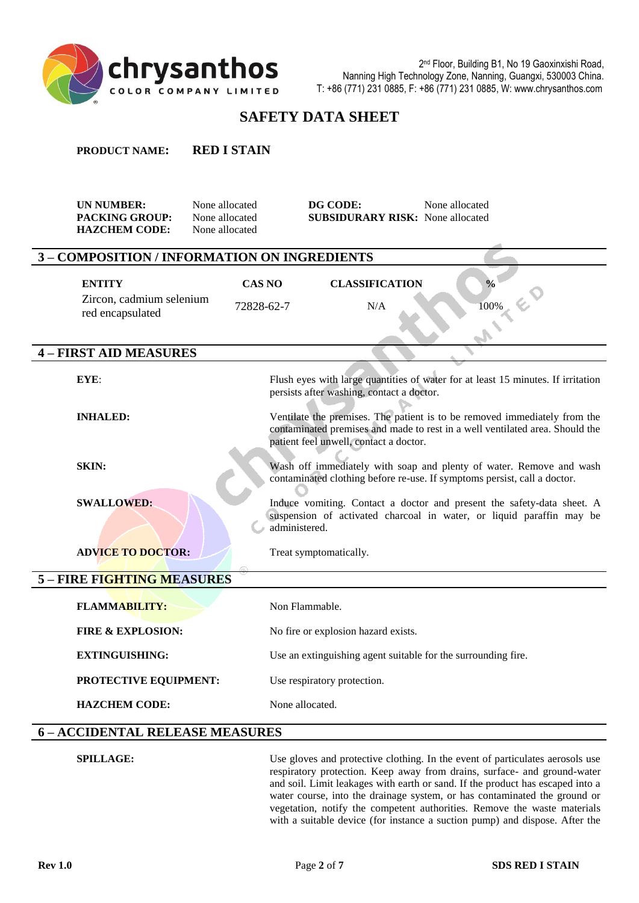2nd Floor, Building B1, No 19 Gaoxinxishi Road, Nanning High Technology Zone, Nanning, Guangxi, 530003 China. T: +86 (771) 231 0885, F: +86 (771) 231 0885, W: www.chrysanthos.com

# SAFETY DATA SHEET

**PRODUCT NAME:** **RED I STAIN**

| | | | |
|---|---|---|---|
| **UN NUMBER:** | None allocated | **DG CODE:** | None allocated |
| **PACKING GROUP:** | None allocated | **SUBSIDURARY RISK:** | None allocated |
| **HAZCHEM CODE:** | None allocated | | |

## 3 – COMPOSITION / INFORMATION ON INGREDIENTS

| ENTITY | CAS NO | CLASSIFICATION | % |
|---|---|---|---|
| Zircon, cadmium selenium red encapsulated | 72828-62-7 | N/A | 100% |

## 4 – FIRST AID MEASURES

**EYE**: Flush eyes with large quantities of water for at least 15 minutes. If irritation persists after washing, contact a doctor.

**INHALED:** Ventilate the premises. The patient is to be removed immediately from the contaminated premises and made to rest in a well ventilated area. Should the patient feel unwell, contact a doctor.

**SKIN:** Wash off immediately with soap and plenty of water. Remove and wash contaminated clothing before re-use. If symptoms persist, call a doctor.

**SWALLOWED:** Induce vomiting. Contact a doctor and present the safety-data sheet. A suspension of activated charcoal in water, or liquid paraffin may be administered.

**ADVICE TO DOCTOR:** Treat symptomatically.

## 5 – FIRE FIGHTING MEASURES

**FLAMMABILITY:** Non Flammable.

**FIRE & EXPLOSION:** No fire or explosion hazard exists.

**EXTINGUISHING:** Use an extinguishing agent suitable for the surrounding fire.

**PROTECTIVE EQUIPMENT:** Use respiratory protection.

**HAZCHEM CODE:** None allocated.

## 6 – ACCIDENTAL RELEASE MEASURES

**SPILLAGE:** Use gloves and protective clothing. In the event of particulates aerosols use respiratory protection. Keep away from drains, surface- and ground-water and soil. Limit leakages with earth or sand. If the product has escaped into a water course, into the drainage system, or has contaminated the ground or vegetation, notify the competent authorities. Remove the waste materials with a suitable device (for instance a suction pump) and dispose. After the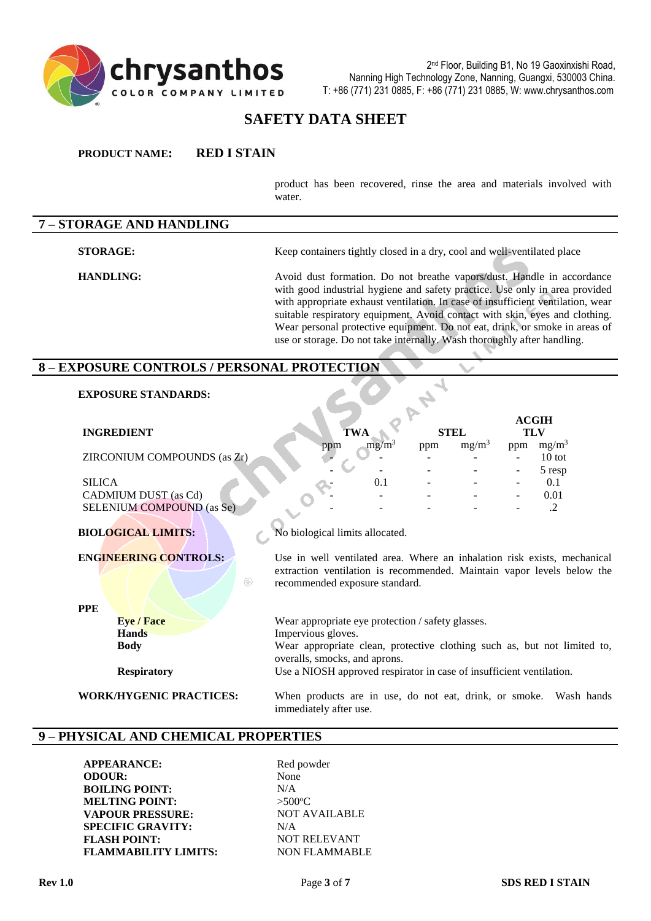product has been recovered, rinse the area and materials involved with water.

## 7 – STORAGE AND HANDLING

**STORAGE:** Keep containers tightly closed in a dry, cool and well-ventilated place

**HANDLING:** Avoid dust formation. Do not breathe vapors/dust. Handle in accordance with good industrial hygiene and safety practice. Use only in area provided with appropriate exhaust ventilation. In case of insufficient ventilation, wear suitable respiratory equipment. Avoid contact with skin, eyes and clothing. Wear personal protective equipment. Do not eat, drink, or smoke in areas of use or storage. Do not take internally. Wash thoroughly after handling.

## 8 – EXPOSURE CONTROLS / PERSONAL PROTECTION

**EXPOSURE STANDARDS:**

| INGREDIENT | TWA | | STEL | | ACGIH TLV | |
|---|---|---|---|---|---|---|
| | ppm | $mg/m^3$ | ppm | $mg/m^3$ | ppm | $mg/m^3$ |
| ZIRCONIUM COMPOUNDS (as Zr) | - | - | - | - | - | 10 tot |
| | - | - | - | - | - | 5 resp |
| SILICA | - | 0.1 | - | - | - | 0.1 |
| CADMIUM DUST (as Cd) | - | - | - | - | - | 0.01 |
| SELENIUM COMPOUND (as Se) | - | - | - | - | - | .2 |

**BIOLOGICAL LIMITS:** No biological limits allocated.

**ENGINEERING CONTROLS:** Use in well ventilated area. Where an inhalation risk exists, mechanical extraction ventilation is recommended. Maintain vapor levels below the recommended exposure standard.

**PPE**

- **Eye / Face:** Wear appropriate eye protection / safety glasses.
- **Hands:** Impervious gloves.
- **Body:** Wear appropriate clean, protective clothing such as, but not limited to, overalls, smocks, and aprons.
- **Respiratory:** Use a NIOSH approved respirator in case of insufficient ventilation.

**WORK/HYGENIC PRACTICES:** When products are in use, do not eat, drink, or smoke. Wash hands immediately after use.

## 9 – PHYSICAL AND CHEMICAL PROPERTIES

**APPEARANCE:** Red powder
**ODOUR:** None
**BOILING POINT:** N/A
**MELTING POINT:** >500°C
**VAPOUR PRESSURE:** NOT AVAILABLE
**SPECIFIC GRAVITY:** N/A
**FLASH POINT:** NOT RELEVANT
**FLAMMABILITY LIMITS:** NON FLAMMABLE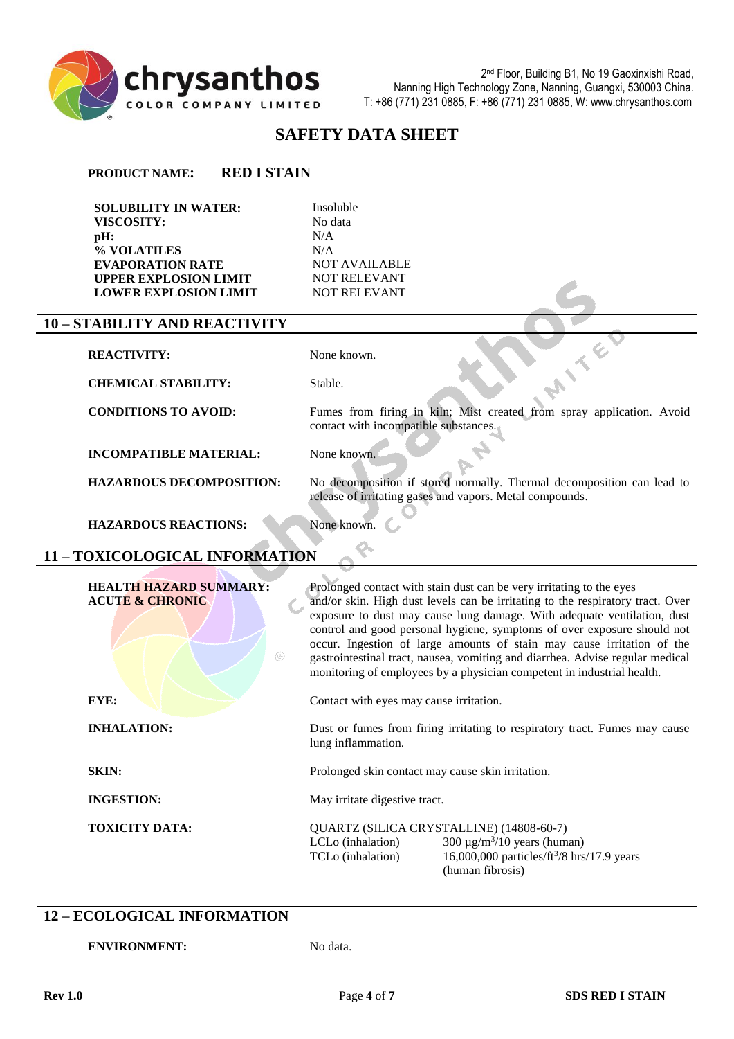**PRODUCT NAME:** **RED I STAIN**

| | |
|---|---|
| **SOLUBILITY IN WATER:** | Insoluble |
| **VISCOSITY:** | No data |
| **pH:** | N/A |
| **% VOLATILES** | N/A |
| **EVAPORATION RATE** | NOT AVAILABLE |
| **UPPER EXPLOSION LIMIT** | NOT RELEVANT |
| **LOWER EXPLOSION LIMIT** | NOT RELEVANT |

## 10 – STABILITY AND REACTIVITY

| | |
|---|---|
| **REACTIVITY:** | None known. |
| **CHEMICAL STABILITY:** | Stable. |
| **CONDITIONS TO AVOID:** | Fumes from firing in kiln; Mist created from spray application. Avoid contact with incompatible substances. |
| **INCOMPATIBLE MATERIAL:** | None known. |
| **HAZARDOUS DECOMPOSITION:** | No decomposition if stored normally. Thermal decomposition can lead to release of irritating gases and vapors. Metal compounds. |
| **HAZARDOUS REACTIONS:** | None known. |

## 11 – TOXICOLOGICAL INFORMATION

| | |
|---|---|
| **HEALTH HAZARD SUMMARY: ACUTE & CHRONIC** | Prolonged contact with stain dust can be very irritating to the eyes and/or skin. High dust levels can be irritating to the respiratory tract. Over exposure to dust may cause lung damage. With adequate ventilation, dust control and good personal hygiene, symptoms of over exposure should not occur. Ingestion of large amounts of stain may cause irritation of the gastrointestinal tract, nausea, vomiting and diarrhea. Advise regular medical monitoring of employees by a physician competent in industrial health. |
| **EYE:** | Contact with eyes may cause irritation. |
| **INHALATION:** | Dust or fumes from firing irritating to respiratory tract. Fumes may cause lung inflammation. |
| **SKIN:** | Prolonged skin contact may cause skin irritation. |
| **INGESTION:** | May irritate digestive tract. |

**TOXICITY DATA:**

QUARTZ (SILICA CRYSTALLINE) (14808-60-7)

| | |
|---|---|
| LCLo (inhalation) | 300 µg/$m^3$/10 years (human) |
| TCLo (inhalation) | 16,000,000 particles/$ft^3$/8 hrs/17.9 years (human fibrosis) |

## 12 – ECOLOGICAL INFORMATION

| | |
|---|---|
| **ENVIRONMENT:** | No data. |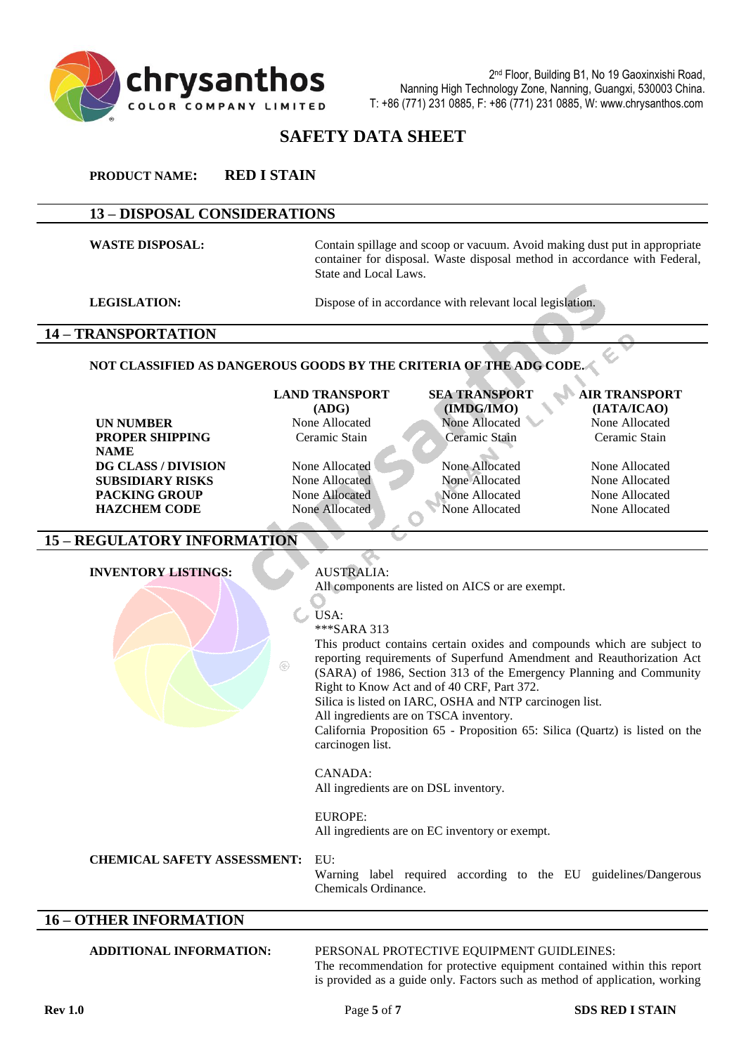# SAFETY DATA SHEET

**PRODUCT NAME:** **RED I STAIN**

## 13 – DISPOSAL CONSIDERATIONS

**WASTE DISPOSAL:** Contain spillage and scoop or vacuum. Avoid making dust put in appropriate container for disposal. Waste disposal method in accordance with Federal, State and Local Laws.

**LEGISLATION:** Dispose of in accordance with relevant local legislation.

## 14 – TRANSPORTATION

**NOT CLASSIFIED AS DANGEROUS GOODS BY THE CRITERIA OF THE ADG CODE.**

| | LAND TRANSPORT (ADG) | SEA TRANSPORT (IMDG/IMO) | AIR TRANSPORT (IATA/ICAO) |
|---|---|---|---|
| **UN NUMBER** | None Allocated | None Allocated | None Allocated |
| **PROPER SHIPPING NAME** | Ceramic Stain | Ceramic Stain | Ceramic Stain |
| **DG CLASS / DIVISION** | None Allocated | None Allocated | None Allocated |
| **SUBSIDIARY RISKS** | None Allocated | None Allocated | None Allocated |
| **PACKING GROUP** | None Allocated | None Allocated | None Allocated |
| **HAZCHEM CODE** | None Allocated | None Allocated | None Allocated |

## 15 – REGULATORY INFORMATION

**INVENTORY LISTINGS:**

AUSTRALIA:
All components are listed on AICS or are exempt.

USA:
***SARA 313
This product contains certain oxides and compounds which are subject to reporting requirements of Superfund Amendment and Reauthorization Act (SARA) of 1986, Section 313 of the Emergency Planning and Community Right to Know Act and of 40 CRF, Part 372.
Silica is listed on IARC, OSHA and NTP carcinogen list.
All ingredients are on TSCA inventory.
California Proposition 65 - Proposition 65: Silica (Quartz) is listed on the carcinogen list.

CANADA:
All ingredients are on DSL inventory.

EUROPE:
All ingredients are on EC inventory or exempt.

**CHEMICAL SAFETY ASSESSMENT:** EU:
Warning label required according to the EU guidelines/Dangerous Chemicals Ordinance.

## 16 – OTHER INFORMATION

**ADDITIONAL INFORMATION:** PERSONAL PROTECTIVE EQUIPMENT GUIDELINES:
The recommendation for protective equipment contained within this report is provided as a guide only. Factors such as method of application, working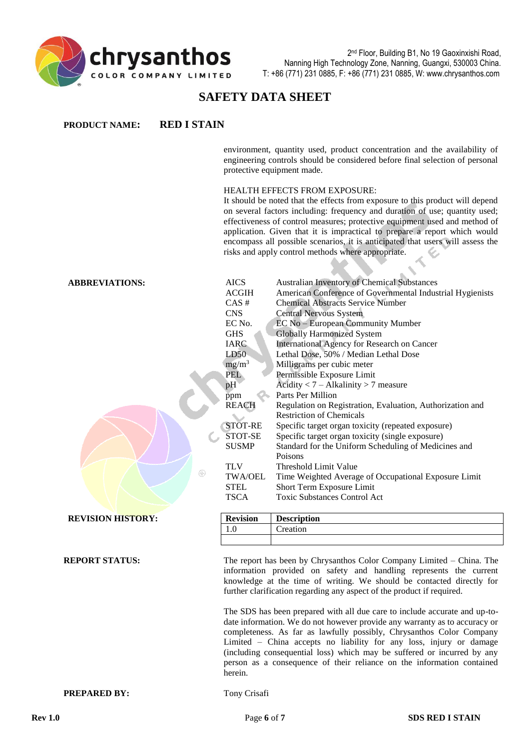**PRODUCT NAME:** **RED I STAIN**

environment, quantity used, product concentration and the availability of engineering controls should be considered before final selection of personal protective equipment made.

HEALTH EFFECTS FROM EXPOSURE:
It should be noted that the effects from exposure to this product will depend on several factors including: frequency and duration of use; quantity used; effectiveness of control measures; protective equipment used and method of application. Given that it is impractical to prepare a report which would encompass all possible scenarios, it is anticipated that users will assess the risks and apply control methods where appropriate.

**ABBREVIATIONS:**

| | |
|---|---|
| AICS | Australian Inventory of Chemical Substances |
| ACGIH | American Conference of Governmental Industrial Hygienists |
| CAS # | Chemical Abstracts Service Number |
| CNS | Central Nervous System |
| EC No. | EC No – European Community Mumber |
| GHS | Globally Harmonized System |
| IARC | International Agency for Research on Cancer |
| LD50 | Lethal Dose, 50% / Median Lethal Dose |
| $mg/m^3$ | Milligrams per cubic meter |
| PEL | Permissible Exposure Limit |
| pH | Acidity < 7 – Alkalinity > 7 measure |
| ppm | Parts Per Million |
| REACH | Regulation on Registration, Evaluation, Authorization and Restriction of Chemicals |
| STOT-RE | Specific target organ toxicity (repeated exposure) |
| STOT-SE | Specific target organ toxicity (single exposure) |
| SUSMP | Standard for the Uniform Scheduling of Medicines and Poisons |
| TLV | Threshold Limit Value |
| TWA/OEL | Time Weighted Average of Occupational Exposure Limit |
| STEL | Short Term Exposure Limit |
| TSCA | Toxic Substances Control Act |

**REVISION HISTORY:**

| Revision | Description |
|---|---|
| 1.0 | Creation |
| | |

**REPORT STATUS:**

The report has been by Chrysanthos Color Company Limited – China. The information provided on safety and handling represents the current knowledge at the time of writing. We should be contacted directly for further clarification regarding any aspect of the product if required.

The SDS has been prepared with all due care to include accurate and up-to-date information. We do not however provide any warranty as to accuracy or completeness. As far as lawfully possibly, Chrysanthos Color Company Limited – China accepts no liability for any loss, injury or damage (including consequential loss) which may be suffered or incurred by any person as a consequence of their reliance on the information contained herein.

**PREPARED BY:** Tony Crisafi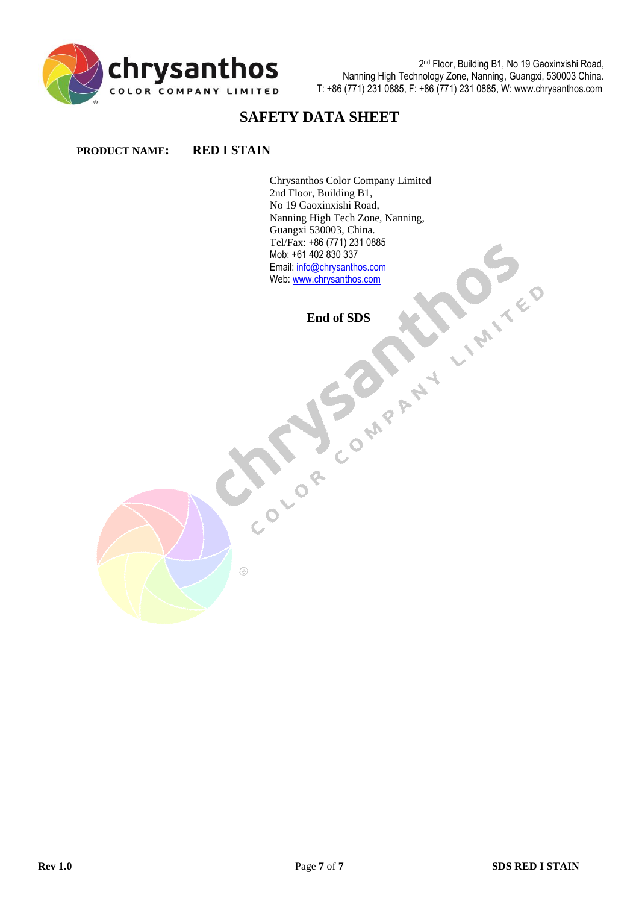# SAFETY DATA SHEET

**PRODUCT NAME:** **RED I STAIN**

Chrysanthos Color Company Limited
2nd Floor, Building B1,
No 19 Gaoxinxishi Road,
Nanning High Tech Zone, Nanning,
Guangxi 530003, China.
Tel/Fax: +86 (771) 231 0885
Mob: +61 402 830 337
Email: info@chrysanthos.com
Web: www.chrysanthos.com

**End of SDS**